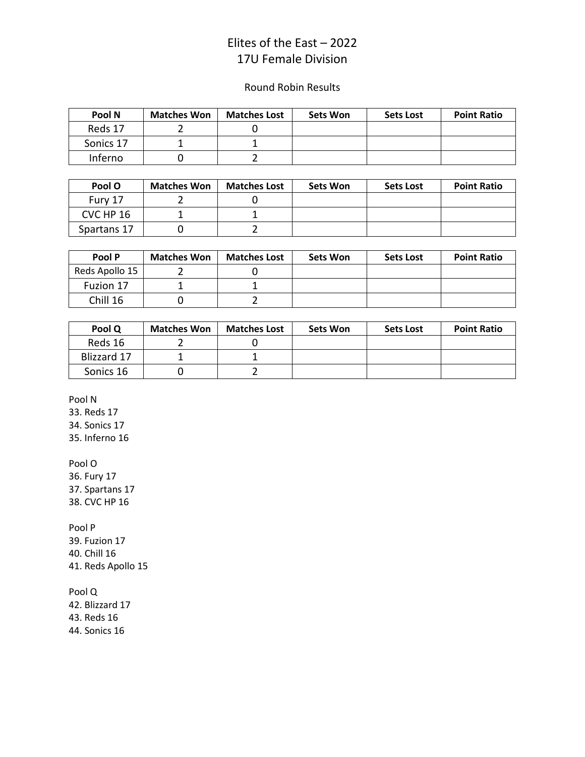# Elites of the East – 2022
## 17U Female Division

Round Robin Results

| Pool N | Matches Won | Matches Lost | Sets Won | Sets Lost | Point Ratio |
|---|---|---|---|---|---|
| Reds 17 | 2 | 0 | | | |
| Sonics 17 | 1 | 1 | | | |
| Inferno | 0 | 2 | | | |

| Pool O | Matches Won | Matches Lost | Sets Won | Sets Lost | Point Ratio |
|---|---|---|---|---|---|
| Fury 17 | 2 | 0 | | | |
| CVC HP 16 | 1 | 1 | | | |
| Spartans 17 | 0 | 2 | | | |

| Pool P | Matches Won | Matches Lost | Sets Won | Sets Lost | Point Ratio |
|---|---|---|---|---|---|
| Reds Apollo 15 | 2 | 0 | | | |
| Fuzion 17 | 1 | 1 | | | |
| Chill 16 | 0 | 2 | | | |

| Pool Q | Matches Won | Matches Lost | Sets Won | Sets Lost | Point Ratio |
|---|---|---|---|---|---|
| Reds 16 | 2 | 0 | | | |
| Blizzard 17 | 1 | 1 | | | |
| Sonics 16 | 0 | 2 | | | |

Pool N
33. Reds 17
34. Sonics 17
35. Inferno 16

Pool O
36. Fury 17
37. Spartans 17
38. CVC HP 16

Pool P
39. Fuzion 17
40. Chill 16
41. Reds Apollo 15

Pool Q
42. Blizzard 17
43. Reds 16
44. Sonics 16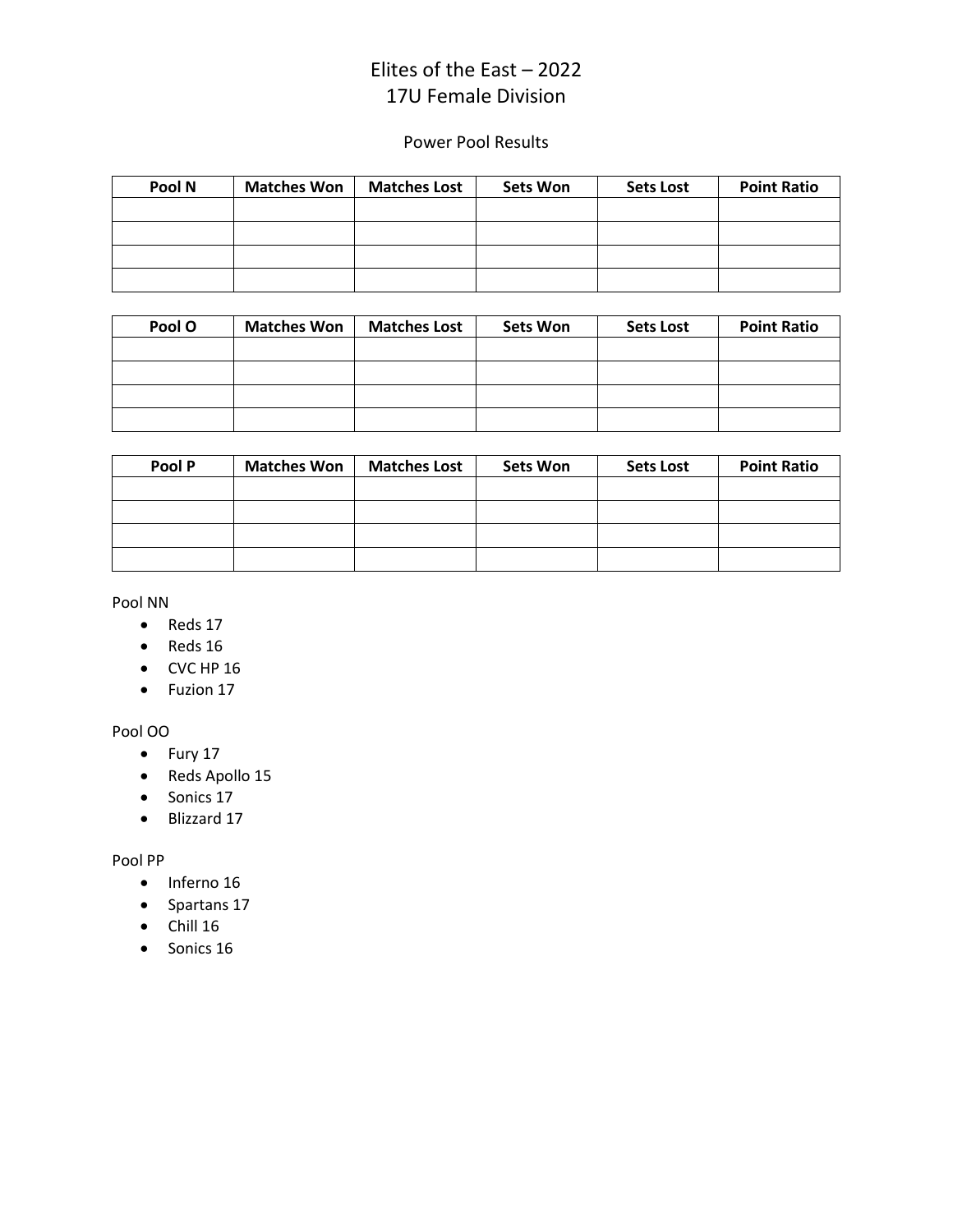# Elites of the East – 2022
## 17U Female Division

Power Pool Results

| Pool N | Matches Won | Matches Lost | Sets Won | Sets Lost | Point Ratio |
| --- | --- | --- | --- | --- | --- |
| | | | | | |
| | | | | | |
| | | | | | |
| | | | | | |

| Pool O | Matches Won | Matches Lost | Sets Won | Sets Lost | Point Ratio |
| --- | --- | --- | --- | --- | --- |
| | | | | | |
| | | | | | |
| | | | | | |
| | | | | | |

| Pool P | Matches Won | Matches Lost | Sets Won | Sets Lost | Point Ratio |
| --- | --- | --- | --- | --- | --- |
| | | | | | |
| | | | | | |
| | | | | | |
| | | | | | |

Pool NN

- Reds 17
- Reds 16
- CVC HP 16
- Fuzion 17

Pool OO

- Fury 17
- Reds Apollo 15
- Sonics 17
- Blizzard 17

Pool PP

- Inferno 16
- Spartans 17
- Chill 16
- Sonics 16